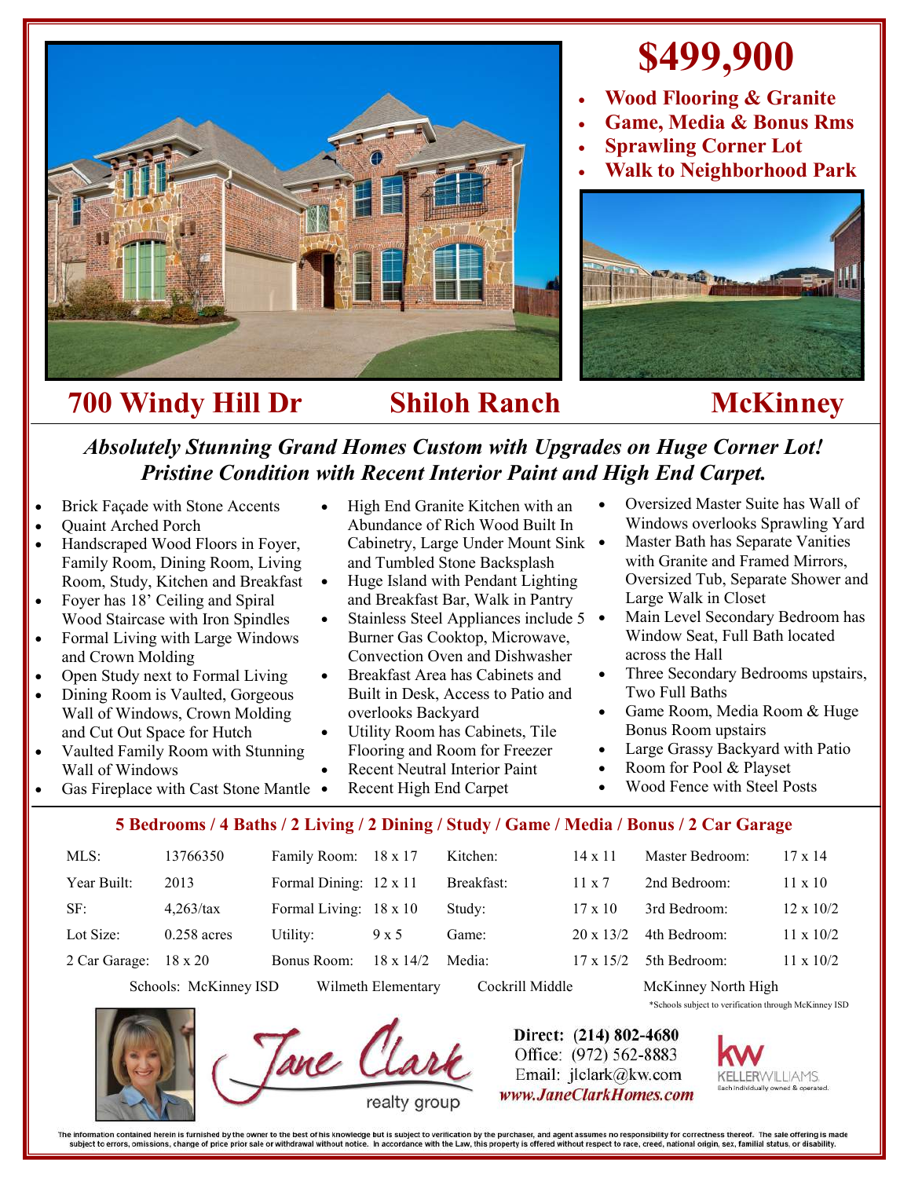# $499,900

- **Wood Flooring & Granite**
- **Game, Media & Bonus Rms**
- **Sprawling Corner Lot**
- **Walk to Neighborhood Park**

## 700 Windy Hill Dr Shiloh Ranch McKinney

***Absolutely Stunning Grand Homes Custom with Upgrades on Huge Corner Lot! Pristine Condition with Recent Interior Paint and High End Carpet.***

- Brick Façade with Stone Accents
- Quaint Arched Porch
- Handscraped Wood Floors in Foyer, Family Room, Dining Room, Living Room, Study, Kitchen and Breakfast
- Foyer has 18' Ceiling and Spiral Wood Staircase with Iron Spindles
- Formal Living with Large Windows and Crown Molding
- Open Study next to Formal Living
- Dining Room is Vaulted, Gorgeous Wall of Windows, Crown Molding and Cut Out Space for Hutch
- Vaulted Family Room with Stunning Wall of Windows
- Gas Fireplace with Cast Stone Mantle
- High End Granite Kitchen with an Abundance of Rich Wood Built In Cabinetry, Large Under Mount Sink and Tumbled Stone Backsplash
- Huge Island with Pendant Lighting and Breakfast Bar, Walk in Pantry
- Stainless Steel Appliances include 5 Burner Gas Cooktop, Microwave, Convection Oven and Dishwasher
- Breakfast Area has Cabinets and Built in Desk, Access to Patio and overlooks Backyard
- Utility Room has Cabinets, Tile Flooring and Room for Freezer
- Recent Neutral Interior Paint
- Recent High End Carpet
- Oversized Master Suite has Wall of Windows overlooks Sprawling Yard
- Master Bath has Separate Vanities with Granite and Framed Mirrors, Oversized Tub, Separate Shower and Large Walk in Closet
- Main Level Secondary Bedroom has Window Seat, Full Bath located across the Hall
- Three Secondary Bedrooms upstairs, Two Full Baths
- Game Room, Media Room & Huge Bonus Room upstairs
- Large Grassy Backyard with Patio
- Room for Pool & Playset
- Wood Fence with Steel Posts

**5 Bedrooms / 4 Baths / 2 Living / 2 Dining / Study / Game / Media / Bonus / 2 Car Garage**

| | | | | | | | |
|---|---|---|---|---|---|---|---|
| MLS: | 13766350 | Family Room: | 18 x 17 | Kitchen: | 14 x 11 | Master Bedroom: | 17 x 14 |
| Year Built: | 2013 | Formal Dining: | 12 x 11 | Breakfast: | 11 x 7 | 2nd Bedroom: | 11 x 10 |
| SF: | 4,263/tax | Formal Living: | 18 x 10 | Study: | 17 x 10 | 3rd Bedroom: | 12 x 10/2 |
| Lot Size: | 0.258 acres | Utility: | 9 x 5 | Game: | 20 x 13/2 | 4th Bedroom: | 11 x 10/2 |
| 2 Car Garage: | 18 x 20 | Bonus Room: | 18 x 14/2 | Media: | 17 x 15/2 | 5th Bedroom: | 11 x 10/2 |

Schools: McKinney ISD Wilmeth Elementary Cockrill Middle McKinney North High

*Schools subject to verification through McKinney ISD

Jane Clark realty group

Direct: (214) 802-4680
Office: (972) 562-8883
Email: jlclark@kw.com
www.JaneClarkHomes.com

KELLERWILLIAMS. Each individually owned & operated.

The information contained herein is furnished by the owner to the best of his knowledge but is subject to verification by the purchaser, and agent assumes no responsibility for correctness thereof. The sale offering is made subject to errors, omissions, change of price prior sale or withdrawal without notice. In accordance with the Law, this property is offered without respect to race, creed, national origin, sex, familial status, or disability.